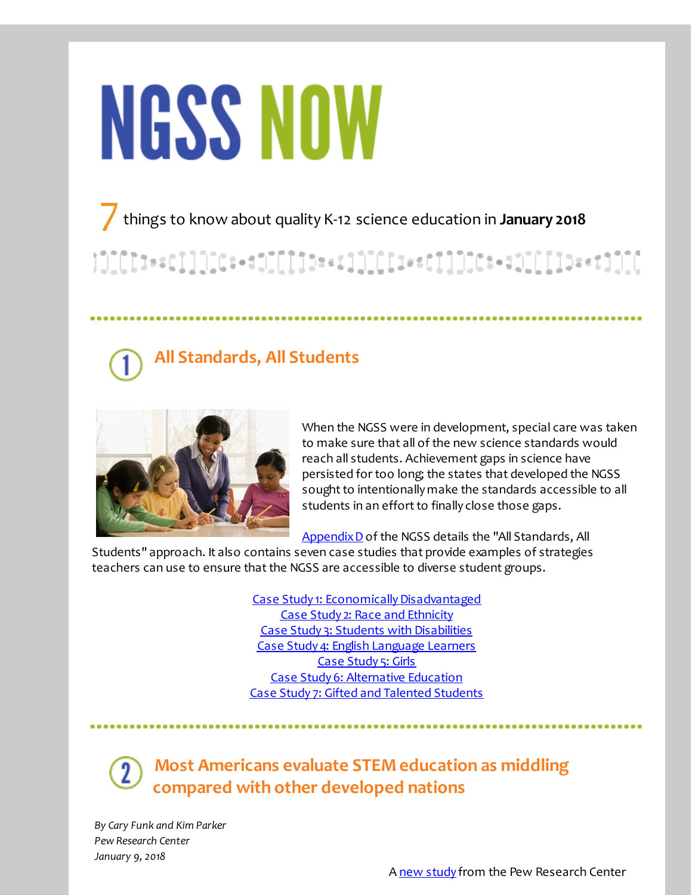# NGSS NOW

7 things to know about quality K-12 science education in **January 2018**

## 1 All Standards, All Students

When the NGSS were in development, special care was taken to make sure that all of the new science standards would reach all students. Achievement gaps in science have persisted for too long; the states that developed the NGSS sought to intentionally make the standards accessible to all students in an effort to finally close those gaps.

Appendix D of the NGSS details the "All Standards, All Students" approach. It also contains seven case studies that provide examples of strategies teachers can use to ensure that the NGSS are accessible to diverse student groups.

Case Study 1: Economically Disadvantaged
Case Study 2: Race and Ethnicity
Case Study 3: Students with Disabilities
Case Study 4: English Language Learners
Case Study 5: Girls
Case Study 6: Alternative Education
Case Study 7: Gifted and Talented Students

## 2 Most Americans evaluate STEM education as middling compared with other developed nations

*By Cary Funk and Kim Parker*
*Pew Research Center*
*January 9, 2018*

A new study from the Pew Research Center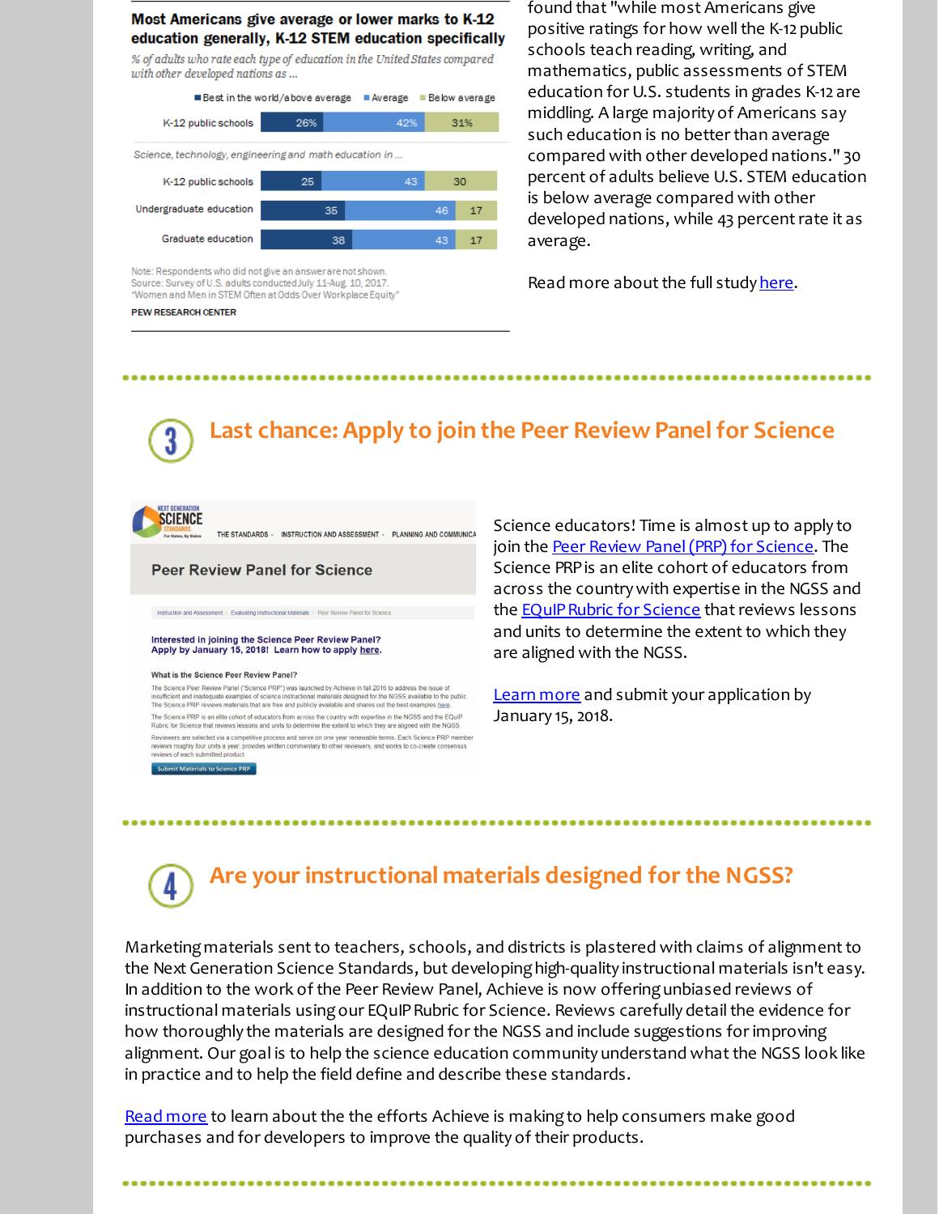**Most Americans give average or lower marks to K-12 education generally, K-12 STEM education specifically**

*% of adults who rate each type of education in the United States compared with other developed nations as ...*

| | Best in the world/above average | Average | Below average |
|---|---|---|---|
| K-12 public schools | 26% | 42% | 31% |
| *Science, technology, engineering and math education in ...* | | | |
| K-12 public schools | 25 | 43 | 30 |
| Undergraduate education | 35 | 46 | 17 |
| Graduate education | 38 | 43 | 17 |

Note: Respondents who did not give an answer are not shown.
Source: Survey of U.S. adults conducted July 11-Aug. 10, 2017.
"Women and Men in STEM Often at Odds Over Workplace Equity"
PEW RESEARCH CENTER

found that "while most Americans give positive ratings for how well the K-12 public schools teach reading, writing, and mathematics, public assessments of STEM education for U.S. students in grades K-12 are middling. A large majority of Americans say such education is no better than average compared with other developed nations." 30 percent of adults believe U.S. STEM education is below average compared with other developed nations, while 43 percent rate it as average.

Read more about the full study here.

## 3 Last chance: Apply to join the Peer Review Panel for Science

Science educators! Time is almost up to apply to join the Peer Review Panel (PRP) for Science. The Science PRP is an elite cohort of educators from across the country with expertise in the NGSS and the EQuIP Rubric for Science that reviews lessons and units to determine the extent to which they are aligned with the NGSS.

Learn more and submit your application by January 15, 2018.

## 4 Are your instructional materials designed for the NGSS?

Marketing materials sent to teachers, schools, and districts is plastered with claims of alignment to the Next Generation Science Standards, but developing high-quality instructional materials isn't easy. In addition to the work of the Peer Review Panel, Achieve is now offering unbiased reviews of instructional materials using our EQuIP Rubric for Science. Reviews carefully detail the evidence for how thoroughly the materials are designed for the NGSS and include suggestions for improving alignment. Our goal is to help the science education community understand what the NGSS look like in practice and to help the field define and describe these standards.

Read more to learn about the the efforts Achieve is making to help consumers make good purchases and for developers to improve the quality of their products.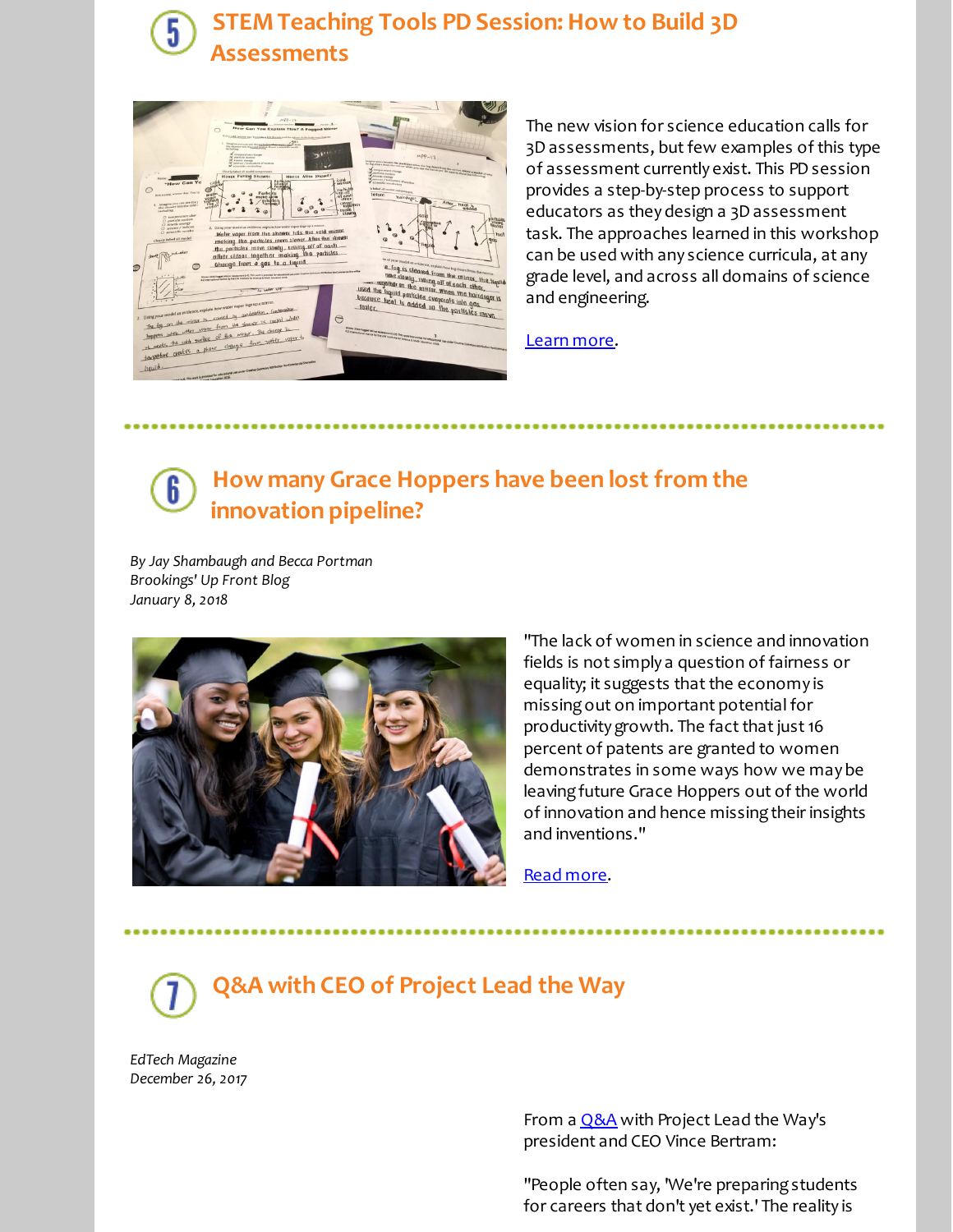## 5 STEM Teaching Tools PD Session: How to Build 3D Assessments

The new vision for science education calls for 3D assessments, but few examples of this type of assessment currently exist. This PD session provides a step-by-step process to support educators as they design a 3D assessment task. The approaches learned in this workshop can be used with any science curricula, at any grade level, and across all domains of science and engineering.

Learn more.

---

## 6 How many Grace Hoppers have been lost from the innovation pipeline?

*By Jay Shambaugh and Becca Portman*
*Brookings' Up Front Blog*
*January 8, 2018*

"The lack of women in science and innovation fields is not simply a question of fairness or equality; it suggests that the economy is missing out on important potential for productivity growth. The fact that just 16 percent of patents are granted to women demonstrates in some ways how we may be leaving future Grace Hoppers out of the world of innovation and hence missing their insights and inventions."

Read more.

---

## 7 Q&A with CEO of Project Lead the Way

*EdTech Magazine*
*December 26, 2017*

From a Q&A with Project Lead the Way's president and CEO Vince Bertram:

"People often say, 'We're preparing students for careers that don't yet exist.' The reality is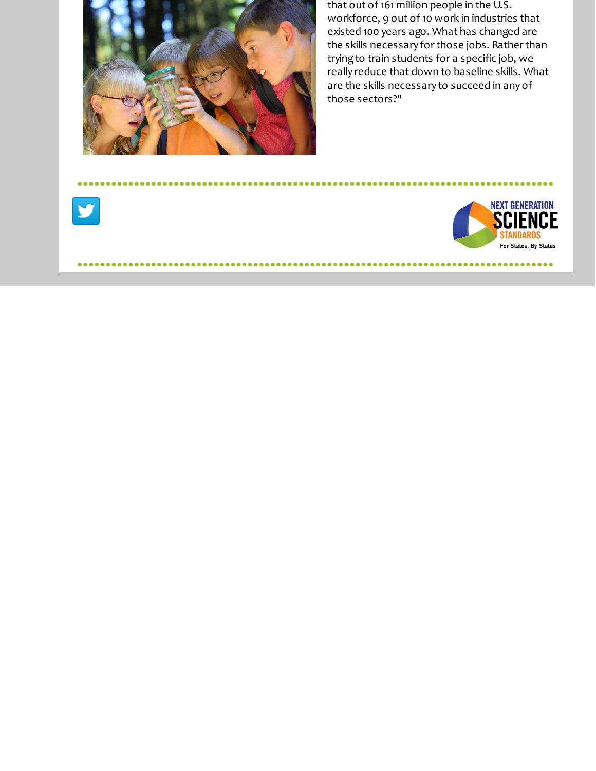that out of 161 million people in the U.S. workforce, 9 out of 10 work in industries that existed 100 years ago. What has changed are the skills necessary for those jobs. Rather than trying to train students for a specific job, we really reduce that down to baseline skills. What are the skills necessary to succeed in any of those sectors?"

NEXT GENERATION SCIENCE STANDARDS

For States, By States